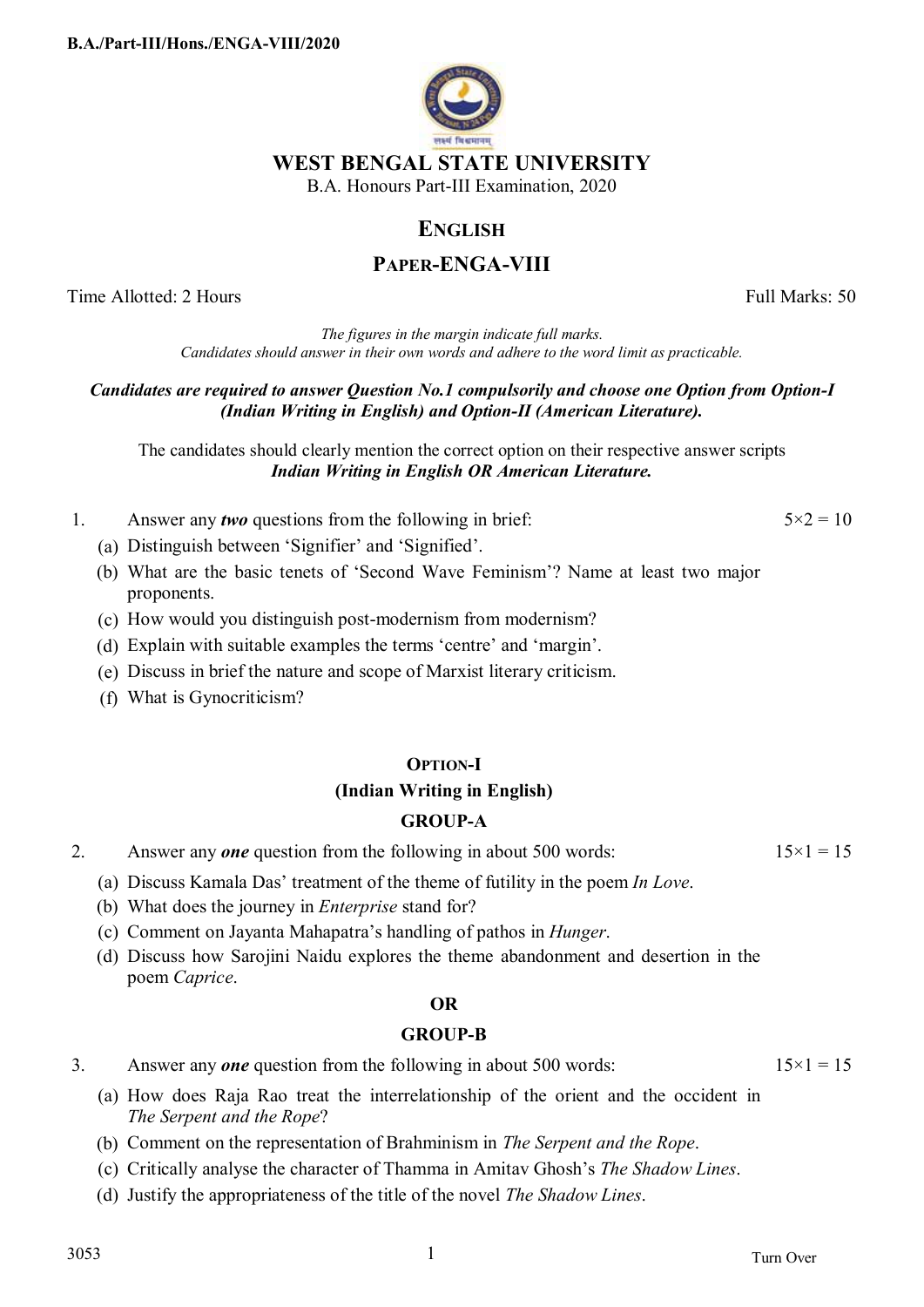# WEST BENGAL STATE UNIVERSITY

B.A. Honours Part-III Examination, 2020

## ENGLISH

## PAPER-ENGA-VIII

Time Allotted: 2 Hours | Full Marks: 50

*The figures in the margin indicate full marks.*
*Candidates should answer in their own words and adhere to the word limit as practicable.*

***Candidates are required to answer Question No.1 compulsorily and choose one Option from Option-I (Indian Writing in English) and Option-II (American Literature).***

The candidates should clearly mention the correct option on their respective answer scripts
***Indian Writing in English OR American Literature.***

1. Answer any ***two*** questions from the following in brief: $5\times2 = 10$

   (a) Distinguish between 'Signifier' and 'Signified'.

   (b) What are the basic tenets of 'Second Wave Feminism'? Name at least two major proponents.

   (c) How would you distinguish post-modernism from modernism?

   (d) Explain with suitable examples the terms 'centre' and 'margin'.

   (e) Discuss in brief the nature and scope of Marxist literary criticism.

   (f) What is Gynocriticism?

### OPTION-I
### (Indian Writing in English)
### GROUP-A

2. Answer any ***one*** question from the following in about 500 words: $15\times1 = 15$

   (a) Discuss Kamala Das' treatment of the theme of futility in the poem *In Love*.

   (b) What does the journey in *Enterprise* stand for?

   (c) Comment on Jayanta Mahapatra's handling of pathos in *Hunger*.

   (d) Discuss how Sarojini Naidu explores the theme abandonment and desertion in the poem *Caprice*.

**OR**

### GROUP-B

3. Answer any ***one*** question from the following in about 500 words: $15\times1 = 15$

   (a) How does Raja Rao treat the interrelationship of the orient and the occident in *The Serpent and the Rope*?

   (b) Comment on the representation of Brahminism in *The Serpent and the Rope*.

   (c) Critically analyse the character of Thamma in Amitav Ghosh's *The Shadow Lines*.

   (d) Justify the appropriateness of the title of the novel *The Shadow Lines*.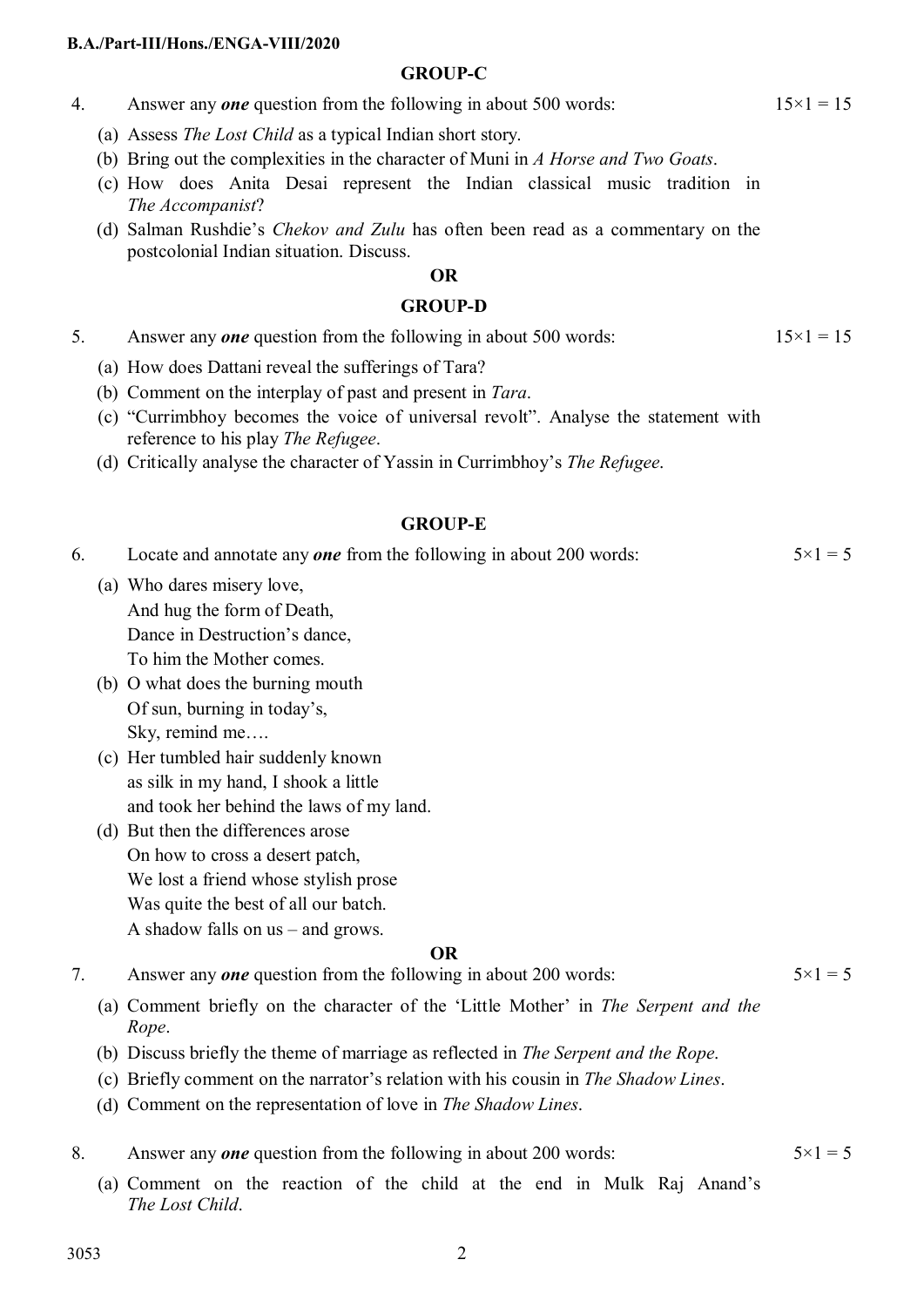## GROUP-C

4. Answer any ***one*** question from the following in about 500 words: 15×1 = 15

   (a) Assess *The Lost Child* as a typical Indian short story.

   (b) Bring out the complexities in the character of Muni in *A Horse and Two Goats*.

   (c) How does Anita Desai represent the Indian classical music tradition in *The Accompanist*?

   (d) Salman Rushdie's *Chekov and Zulu* has often been read as a commentary on the postcolonial Indian situation. Discuss.

**OR**

## GROUP-D

5. Answer any ***one*** question from the following in about 500 words: 15×1 = 15

   (a) How does Dattani reveal the sufferings of Tara?

   (b) Comment on the interplay of past and present in *Tara*.

   (c) "Currimbhoy becomes the voice of universal revolt". Analyse the statement with reference to his play *The Refugee*.

   (d) Critically analyse the character of Yassin in Currimbhoy's *The Refugee*.

## GROUP-E

6. Locate and annotate any ***one*** from the following in about 200 words: 5×1 = 5

   (a) Who dares misery love,  
   And hug the form of Death,  
   Dance in Destruction's dance,  
   To him the Mother comes.

   (b) O what does the burning mouth  
   Of sun, burning in today's,  
   Sky, remind me….

   (c) Her tumbled hair suddenly known  
   as silk in my hand, I shook a little  
   and took her behind the laws of my land.

   (d) But then the differences arose  
   On how to cross a desert patch,  
   We lost a friend whose stylish prose  
   Was quite the best of all our batch.  
   A shadow falls on us – and grows.

**OR**

7. Answer any ***one*** question from the following in about 200 words: 5×1 = 5

   (a) Comment briefly on the character of the 'Little Mother' in *The Serpent and the Rope*.

   (b) Discuss briefly the theme of marriage as reflected in *The Serpent and the Rope*.

   (c) Briefly comment on the narrator's relation with his cousin in *The Shadow Lines*.

   (d) Comment on the representation of love in *The Shadow Lines*.

8. Answer any ***one*** question from the following in about 200 words: 5×1 = 5

   (a) Comment on the reaction of the child at the end in Mulk Raj Anand's *The Lost Child*.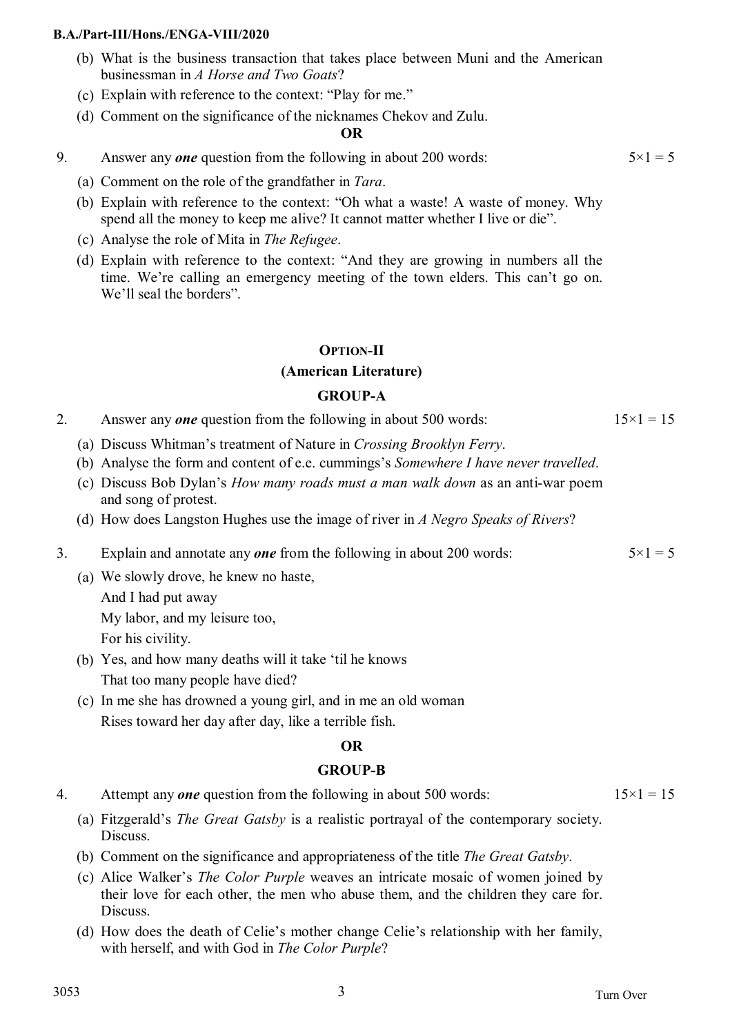(b) What is the business transaction that takes place between Muni and the American businessman in *A Horse and Two Goats*?

(c) Explain with reference to the context: "Play for me."

(d) Comment on the significance of the nicknames Chekov and Zulu.

**OR**

9. Answer any ***one*** question from the following in about 200 words: 5×1 = 5

(a) Comment on the role of the grandfather in *Tara*.

(b) Explain with reference to the context: "Oh what a waste! A waste of money. Why spend all the money to keep me alive? It cannot matter whether I live or die".

(c) Analyse the role of Mita in *The Refugee*.

(d) Explain with reference to the context: "And they are growing in numbers all the time. We're calling an emergency meeting of the town elders. This can't go on. We'll seal the borders".

## OPTION-II

### (American Literature)

### GROUP-A

2. Answer any ***one*** question from the following in about 500 words: 15×1 = 15

(a) Discuss Whitman's treatment of Nature in *Crossing Brooklyn Ferry*.

(b) Analyse the form and content of e.e. cummings's *Somewhere I have never travelled*.

(c) Discuss Bob Dylan's *How many roads must a man walk down* as an anti-war poem and song of protest.

(d) How does Langston Hughes use the image of river in *A Negro Speaks of Rivers*?

3. Explain and annotate any ***one*** from the following in about 200 words: 5×1 = 5

(a) We slowly drove, he knew no haste,
And I had put away
My labor, and my leisure too,
For his civility.

(b) Yes, and how many deaths will it take 'til he knows
That too many people have died?

(c) In me she has drowned a young girl, and in me an old woman
Rises toward her day after day, like a terrible fish.

**OR**

### GROUP-B

4. Attempt any ***one*** question from the following in about 500 words: 15×1 = 15

(a) Fitzgerald's *The Great Gatsby* is a realistic portrayal of the contemporary society. Discuss.

(b) Comment on the significance and appropriateness of the title *The Great Gatsby*.

(c) Alice Walker's *The Color Purple* weaves an intricate mosaic of women joined by their love for each other, the men who abuse them, and the children they care for. Discuss.

(d) How does the death of Celie's mother change Celie's relationship with her family, with herself, and with God in *The Color Purple*?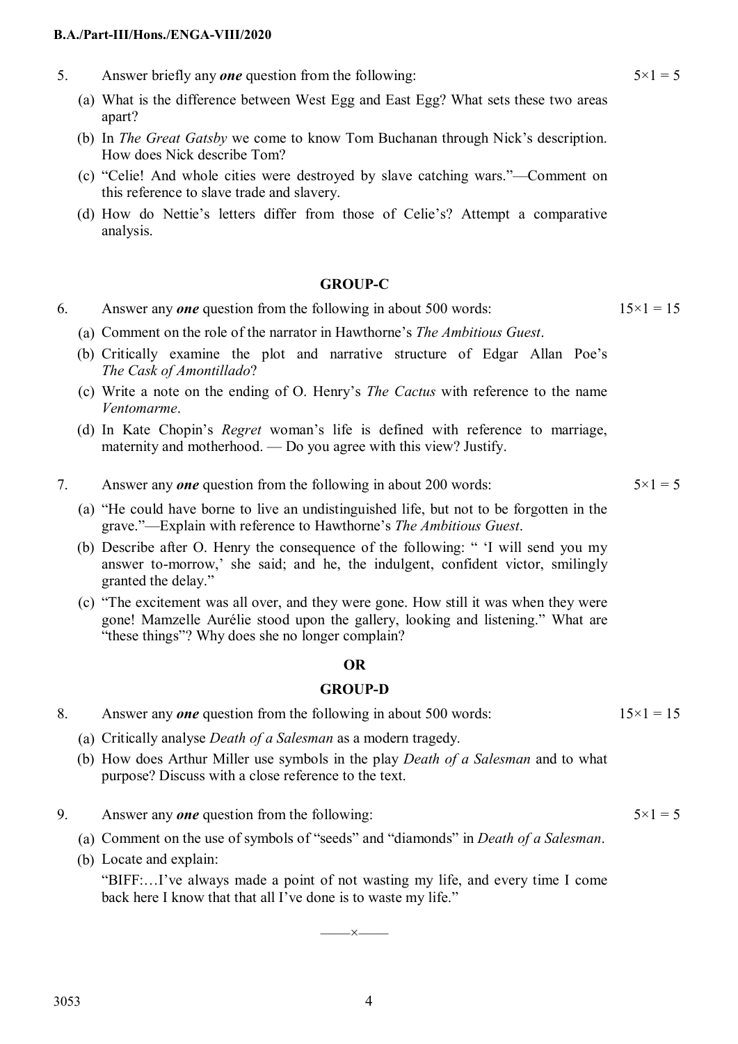5. Answer briefly any ***one*** question from the following: 5×1 = 5

   (a) What is the difference between West Egg and East Egg? What sets these two areas apart?

   (b) In *The Great Gatsby* we come to know Tom Buchanan through Nick's description. How does Nick describe Tom?

   (c) "Celie! And whole cities were destroyed by slave catching wars."—Comment on this reference to slave trade and slavery.

   (d) How do Nettie's letters differ from those of Celie's? Attempt a comparative analysis.

## GROUP-C

6. Answer any ***one*** question from the following in about 500 words: 15×1 = 15

   (a) Comment on the role of the narrator in Hawthorne's *The Ambitious Guest*.

   (b) Critically examine the plot and narrative structure of Edgar Allan Poe's *The Cask of Amontillado*?

   (c) Write a note on the ending of O. Henry's *The Cactus* with reference to the name *Ventomarme*.

   (d) In Kate Chopin's *Regret* woman's life is defined with reference to marriage, maternity and motherhood. — Do you agree with this view? Justify.

7. Answer any ***one*** question from the following in about 200 words: 5×1 = 5

   (a) "He could have borne to live an undistinguished life, but not to be forgotten in the grave."—Explain with reference to Hawthorne's *The Ambitious Guest*.

   (b) Describe after O. Henry the consequence of the following: " 'I will send you my answer to-morrow,' she said; and he, the indulgent, confident victor, smilingly granted the delay."

   (c) "The excitement was all over, and they were gone. How still it was when they were gone! Mamzelle Aurélie stood upon the gallery, looking and listening." What are "these things"? Why does she no longer complain?

**OR**

## GROUP-D

8. Answer any ***one*** question from the following in about 500 words: 15×1 = 15

   (a) Critically analyse *Death of a Salesman* as a modern tragedy.

   (b) How does Arthur Miller use symbols in the play *Death of a Salesman* and to what purpose? Discuss with a close reference to the text.

9. Answer any ***one*** question from the following: 5×1 = 5

   (a) Comment on the use of symbols of "seeds" and "diamonds" in *Death of a Salesman*.

   (b) Locate and explain:

   "BIFF:…I've always made a point of not wasting my life, and every time I come back here I know that that all I've done is to waste my life."

——×——